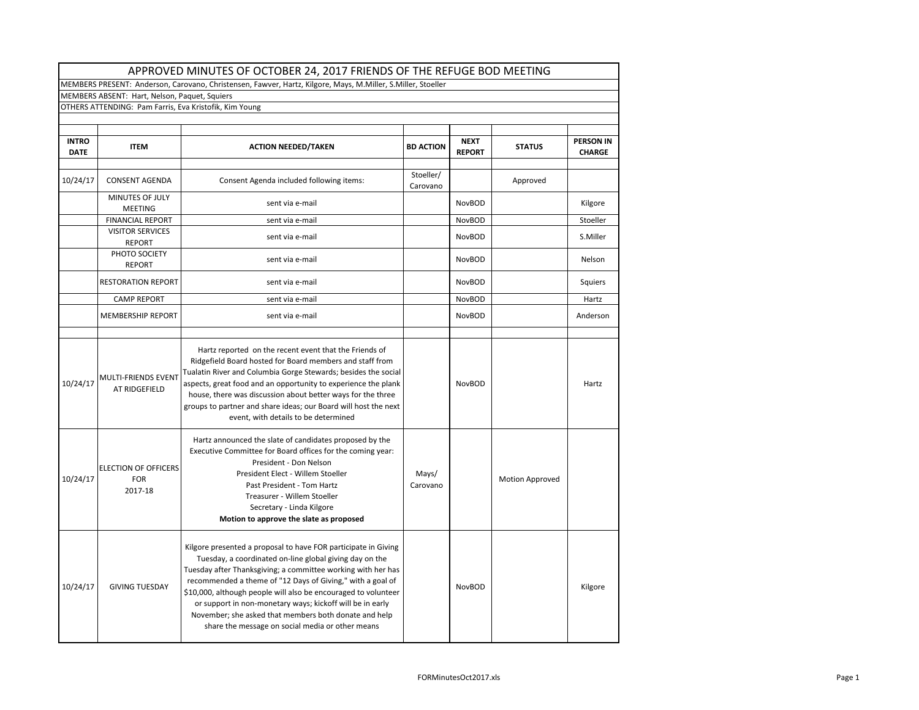# APPROVED MINUTES OF OCTOBER 24, 2017 FRIENDS OF THE REFUGE BOD MEETING

MEMBERS PRESENT: Anderson, Carovano, Christensen, Fawver, Hartz, Kilgore, Mays, M.Miller, S.Miller, Stoeller

MEMBERS ABSENT: Hart, Nelson, Paquet, Squiers

OTHERS ATTENDING: Pam Farris, Eva Kristofik, Kim Young

| INTRO DATE | ITEM | ACTION NEEDED/TAKEN | BD ACTION | NEXT REPORT | STATUS | PERSON IN CHARGE |
|---|---|---|---|---|---|---|
| 10/24/17 | CONSENT AGENDA | Consent Agenda included following items: | Stoeller/ Carovano | | Approved | |
| | MINUTES OF JULY MEETING | sent via e-mail | | NovBOD | | Kilgore |
| | FINANCIAL REPORT | sent via e-mail | | NovBOD | | Stoeller |
| | VISITOR SERVICES REPORT | sent via e-mail | | NovBOD | | S.Miller |
| | PHOTO SOCIETY REPORT | sent via e-mail | | NovBOD | | Nelson |
| | RESTORATION REPORT | sent via e-mail | | NovBOD | | Squiers |
| | CAMP REPORT | sent via e-mail | | NovBOD | | Hartz |
| | MEMBERSHIP REPORT | sent via e-mail | | NovBOD | | Anderson |
| | | | | | | |
| 10/24/17 | MULTI-FRIENDS EVENT AT RIDGEFIELD | Hartz reported on the recent event that the Friends of Ridgefield Board hosted for Board members and staff from Tualatin River and Columbia Gorge Stewards; besides the social aspects, great food and an opportunity to experience the plank house, there was discussion about better ways for the three groups to partner and share ideas; our Board will host the next event, with details to be determined | | NovBOD | | Hartz |
| 10/24/17 | ELECTION OF OFFICERS FOR 2017-18 | Hartz announced the slate of candidates proposed by the Executive Committee for Board offices for the coming year: President - Don Nelson; President Elect - Willem Stoeller; Past President - Tom Hartz; Treasurer - Willem Stoeller; Secretary - Linda Kilgore; **Motion to approve the slate as proposed** | Mays/ Carovano | | Motion Approved | |
| 10/24/17 | GIVING TUESDAY | Kilgore presented a proposal to have FOR participate in Giving Tuesday, a coordinated on-line global giving day on the Tuesday after Thanksgiving; a committee working with her has recommended a theme of "12 Days of Giving," with a goal of $10,000, although people will also be encouraged to volunteer or support in non-monetary ways; kickoff will be in early November; she asked that members both donate and help share the message on social media or other means | | NovBOD | | Kilgore |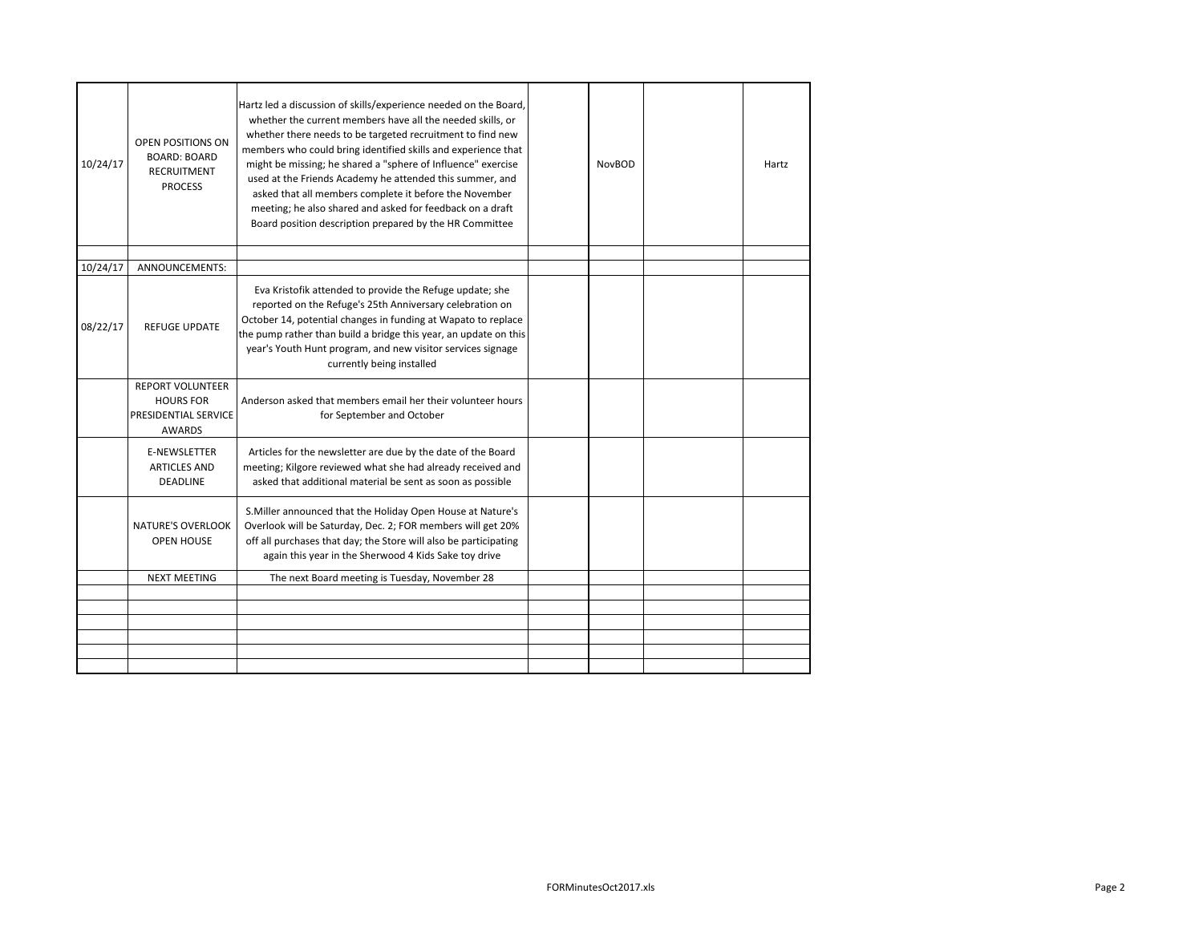| | | | | | | |
|---|---|---|---|---|---|---|
| 10/24/17 | OPEN POSITIONS ON BOARD: BOARD RECRUITMENT PROCESS | Hartz led a discussion of skills/experience needed on the Board, whether the current members have all the needed skills, or whether there needs to be targeted recruitment to find new members who could bring identified skills and experience that might be missing; he shared a "sphere of Influence" exercise used at the Friends Academy he attended this summer, and asked that all members complete it before the November meeting; he also shared and asked for feedback on a draft Board position description prepared by the HR Committee | | NovBOD | | Hartz |
| | | | | | | |
| 10/24/17 | ANNOUNCEMENTS: | | | | | |
| 08/22/17 | REFUGE UPDATE | Eva Kristofik attended to provide the Refuge update; she reported on the Refuge's 25th Anniversary celebration on October 14, potential changes in funding at Wapato to replace the pump rather than build a bridge this year, an update on this year's Youth Hunt program, and new visitor services signage currently being installed | | | | |
| | REPORT VOLUNTEER HOURS FOR PRESIDENTIAL SERVICE AWARDS | Anderson asked that members email her their volunteer hours for September and October | | | | |
| | E-NEWSLETTER ARTICLES AND DEADLINE | Articles for the newsletter are due by the date of the Board meeting; Kilgore reviewed what she had already received and asked that additional material be sent as soon as possible | | | | |
| | NATURE'S OVERLOOK OPEN HOUSE | S.Miller announced that the Holiday Open House at Nature's Overlook will be Saturday, Dec. 2; FOR members will get 20% off all purchases that day; the Store will also be participating again this year in the Sherwood 4 Kids Sake toy drive | | | | |
| | NEXT MEETING | The next Board meeting is Tuesday, November 28 | | | | |
| | | | | | | |
| | | | | | | |
| | | | | | | |
| | | | | | | |
| | | | | | | |
| | | | | | | |

FORMinutesOct2017.xls